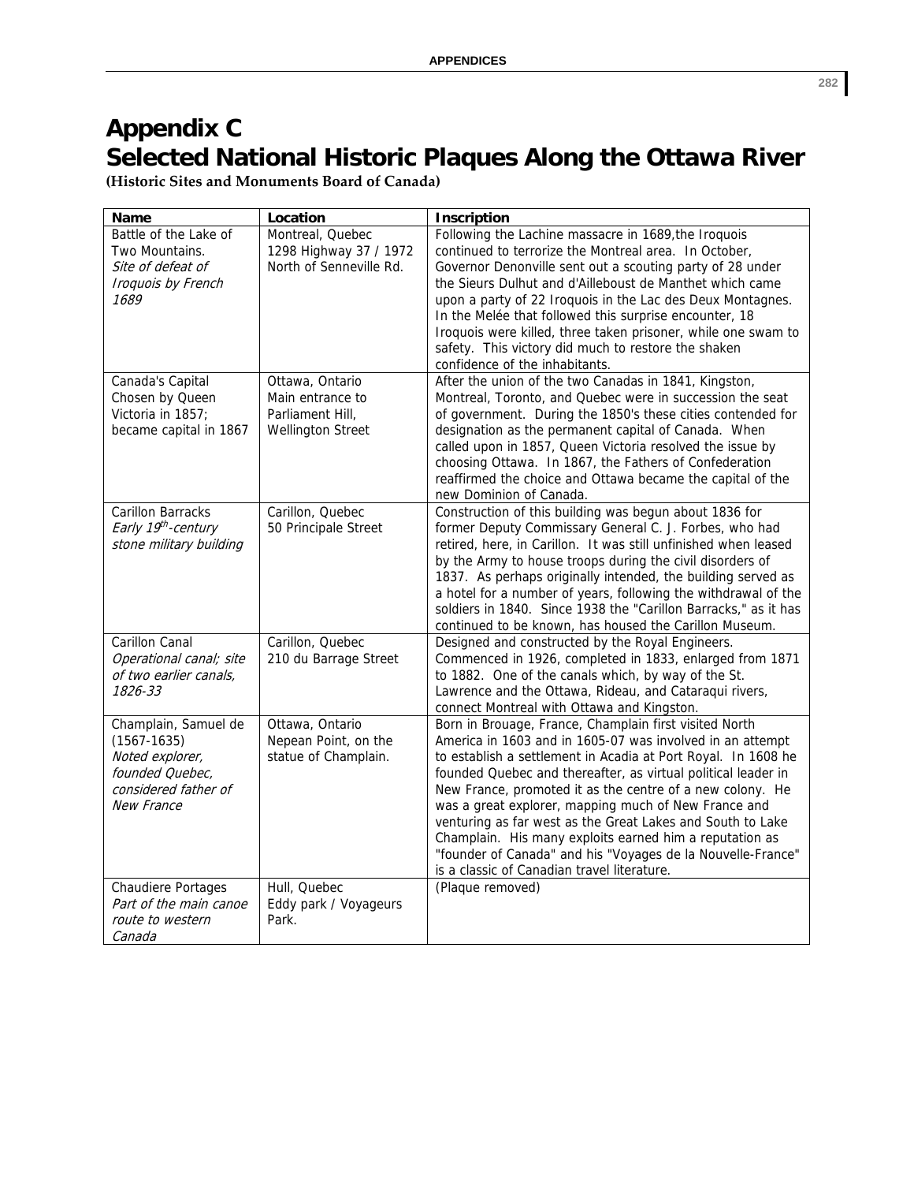# Appendix C
# Selected National Historic Plaques Along the Ottawa River

**(Historic Sites and Monuments Board of Canada)**

| Name | Location | Inscription |
|---|---|---|
| Battle of the Lake of Two Mountains. *Site of defeat of Iroquois by French 1689* | Montreal, Quebec 1298 Highway 37 / 1972 North of Senneville Rd. | Following the Lachine massacre in 1689,the Iroquois continued to terrorize the Montreal area. In October, Governor Denonville sent out a scouting party of 28 under the Sieurs Dulhut and d'Ailleboust de Manthet which came upon a party of 22 Iroquois in the Lac des Deux Montagnes. In the Melée that followed this surprise encounter, 18 Iroquois were killed, three taken prisoner, while one swam to safety. This victory did much to restore the shaken confidence of the inhabitants. |
| Canada's Capital Chosen by Queen Victoria in 1857; became capital in 1867 | Ottawa, Ontario Main entrance to Parliament Hill, Wellington Street | After the union of the two Canadas in 1841, Kingston, Montreal, Toronto, and Quebec were in succession the seat of government. During the 1850's these cities contended for designation as the permanent capital of Canada. When called upon in 1857, Queen Victoria resolved the issue by choosing Ottawa. In 1867, the Fathers of Confederation reaffirmed the choice and Ottawa became the capital of the new Dominion of Canada. |
| Carillon Barracks *Early 19th-century stone military building* | Carillon, Quebec 50 Principale Street | Construction of this building was begun about 1836 for former Deputy Commissary General C. J. Forbes, who had retired, here, in Carillon. It was still unfinished when leased by the Army to house troops during the civil disorders of 1837. As perhaps originally intended, the building served as a hotel for a number of years, following the withdrawal of the soldiers in 1840. Since 1938 the "Carillon Barracks," as it has continued to be known, has housed the Carillon Museum. |
| Carillon Canal *Operational canal; site of two earlier canals, 1826-33* | Carillon, Quebec 210 du Barrage Street | Designed and constructed by the Royal Engineers. Commenced in 1926, completed in 1833, enlarged from 1871 to 1882. One of the canals which, by way of the St. Lawrence and the Ottawa, Rideau, and Cataraqui rivers, connect Montreal with Ottawa and Kingston. |
| Champlain, Samuel de (1567-1635) *Noted explorer, founded Quebec, considered father of New France* | Ottawa, Ontario Nepean Point, on the statue of Champlain. | Born in Brouage, France, Champlain first visited North America in 1603 and in 1605-07 was involved in an attempt to establish a settlement in Acadia at Port Royal. In 1608 he founded Quebec and thereafter, as virtual political leader in New France, promoted it as the centre of a new colony. He was a great explorer, mapping much of New France and venturing as far west as the Great Lakes and South to Lake Champlain. His many exploits earned him a reputation as "founder of Canada" and his "Voyages de la Nouvelle-France" is a classic of Canadian travel literature. |
| Chaudiere Portages *Part of the main canoe route to western Canada* | Hull, Quebec Eddy park / Voyageurs Park. | (Plaque removed) |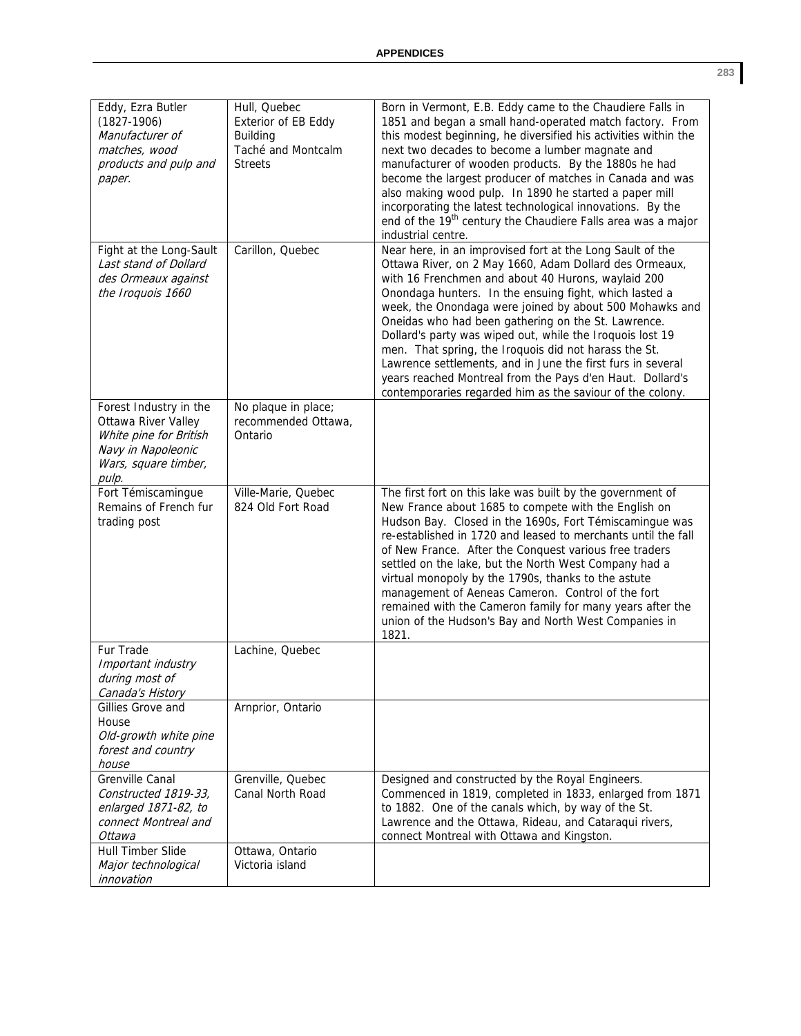| | | |
|---|---|---|
| Eddy, Ezra Butler (1827-1906) *Manufacturer of matches, wood products and pulp and paper.* | Hull, Quebec Exterior of EB Eddy Building Taché and Montcalm Streets | Born in Vermont, E.B. Eddy came to the Chaudiere Falls in 1851 and began a small hand-operated match factory. From this modest beginning, he diversified his activities within the next two decades to become a lumber magnate and manufacturer of wooden products. By the 1880s he had become the largest producer of matches in Canada and was also making wood pulp. In 1890 he started a paper mill incorporating the latest technological innovations. By the end of the 19th century the Chaudiere Falls area was a major industrial centre. |
| Fight at the Long-Sault *Last stand of Dollard des Ormeaux against the Iroquois 1660* | Carillon, Quebec | Near here, in an improvised fort at the Long Sault of the Ottawa River, on 2 May 1660, Adam Dollard des Ormeaux, with 16 Frenchmen and about 40 Hurons, waylaid 200 Onondaga hunters. In the ensuing fight, which lasted a week, the Onondaga were joined by about 500 Mohawks and Oneidas who had been gathering on the St. Lawrence. Dollard's party was wiped out, while the Iroquois lost 19 men. That spring, the Iroquois did not harass the St. Lawrence settlements, and in June the first furs in several years reached Montreal from the Pays d'en Haut. Dollard's contemporaries regarded him as the saviour of the colony. |
| Forest Industry in the Ottawa River Valley *White pine for British Navy in Napoleonic Wars, square timber, pulp.* | No plaque in place; recommended Ottawa, Ontario | |
| Fort Témiscamingue *Remains of French fur trading post* | Ville-Marie, Quebec 824 Old Fort Road | The first fort on this lake was built by the government of New France about 1685 to compete with the English on Hudson Bay. Closed in the 1690s, Fort Témiscamingue was re-established in 1720 and leased to merchants until the fall of New France. After the Conquest various free traders settled on the lake, but the North West Company had a virtual monopoly by the 1790s, thanks to the astute management of Aeneas Cameron. Control of the fort remained with the Cameron family for many years after the union of the Hudson's Bay and North West Companies in 1821. |
| Fur Trade *Important industry during most of Canada's History* | Lachine, Quebec | |
| Gillies Grove and House *Old-growth white pine forest and country house* | Arnprior, Ontario | |
| Grenville Canal *Constructed 1819-33, enlarged 1871-82, to connect Montreal and Ottawa* | Grenville, Quebec Canal North Road | Designed and constructed by the Royal Engineers. Commenced in 1819, completed in 1833, enlarged from 1871 to 1882. One of the canals which, by way of the St. Lawrence and the Ottawa, Rideau, and Cataraqui rivers, connect Montreal with Ottawa and Kingston. |
| Hull Timber Slide *Major technological innovation* | Ottawa, Ontario Victoria island | |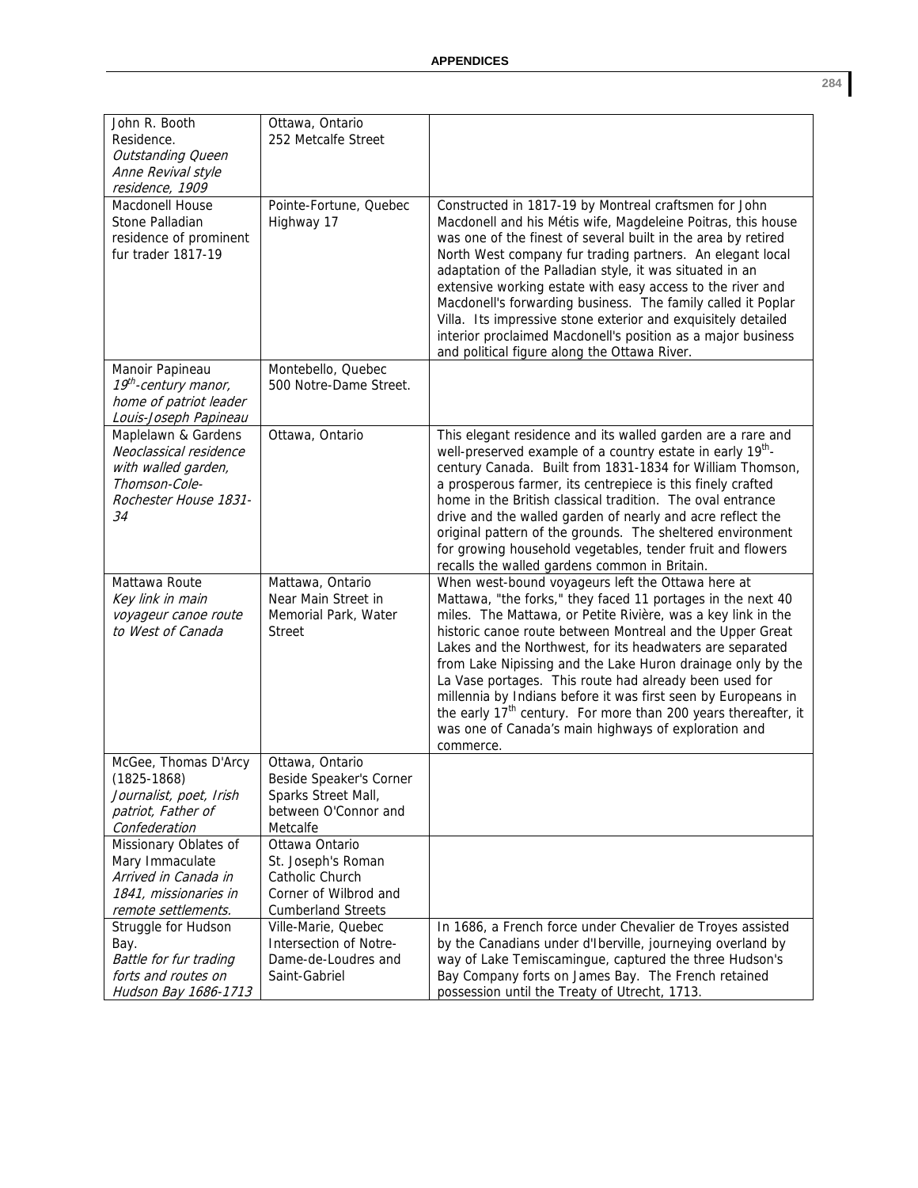| | | |
|---|---|---|
| John R. Booth Residence. *Outstanding Queen Anne Revival style residence, 1909* | Ottawa, Ontario 252 Metcalfe Street | |
| Macdonell House Stone Palladian residence of prominent fur trader 1817-19 | Pointe-Fortune, Quebec Highway 17 | Constructed in 1817-19 by Montreal craftsmen for John Macdonell and his Métis wife, Magdeleine Poitras, this house was one of the finest of several built in the area by retired North West company fur trading partners. An elegant local adaptation of the Palladian style, it was situated in an extensive working estate with easy access to the river and Macdonell's forwarding business. The family called it Poplar Villa. Its impressive stone exterior and exquisitely detailed interior proclaimed Macdonell's position as a major business and political figure along the Ottawa River. |
| Manoir Papineau *19th-century manor, home of patriot leader Louis-Joseph Papineau* | Montebello, Quebec 500 Notre-Dame Street. | |
| Maplelawn & Gardens *Neoclassical residence with walled garden, Thomson-Cole-Rochester House 1831-34* | Ottawa, Ontario | This elegant residence and its walled garden are a rare and well-preserved example of a country estate in early 19th-century Canada. Built from 1831-1834 for William Thomson, a prosperous farmer, its centrepiece is this finely crafted home in the British classical tradition. The oval entrance drive and the walled garden of nearly and acre reflect the original pattern of the grounds. The sheltered environment for growing household vegetables, tender fruit and flowers recalls the walled gardens common in Britain. |
| Mattawa Route *Key link in main voyageur canoe route to West of Canada* | Mattawa, Ontario Near Main Street in Memorial Park, Water Street | When west-bound voyageurs left the Ottawa here at Mattawa, "the forks," they faced 11 portages in the next 40 miles. The Mattawa, or Petite Rivière, was a key link in the historic canoe route between Montreal and the Upper Great Lakes and the Northwest, for its headwaters are separated from Lake Nipissing and the Lake Huron drainage only by the La Vase portages. This route had already been used for millennia by Indians before it was first seen by Europeans in the early 17th century. For more than 200 years thereafter, it was one of Canada's main highways of exploration and commerce. |
| McGee, Thomas D'Arcy (1825-1868) *Journalist, poet, Irish patriot, Father of Confederation* | Ottawa, Ontario Beside Speaker's Corner Sparks Street Mall, between O'Connor and Metcalfe | |
| Missionary Oblates of Mary Immaculate *Arrived in Canada in 1841, missionaries in remote settlements.* | Ottawa Ontario St. Joseph's Roman Catholic Church Corner of Wilbrod and Cumberland Streets | |
| Struggle for Hudson Bay. *Battle for fur trading forts and routes on Hudson Bay 1686-1713* | Ville-Marie, Quebec Intersection of Notre-Dame-de-Loudres and Saint-Gabriel | In 1686, a French force under Chevalier de Troyes assisted by the Canadians under d'Iberville, journeying overland by way of Lake Temiscamingue, captured the three Hudson's Bay Company forts on James Bay. The French retained possession until the Treaty of Utrecht, 1713. |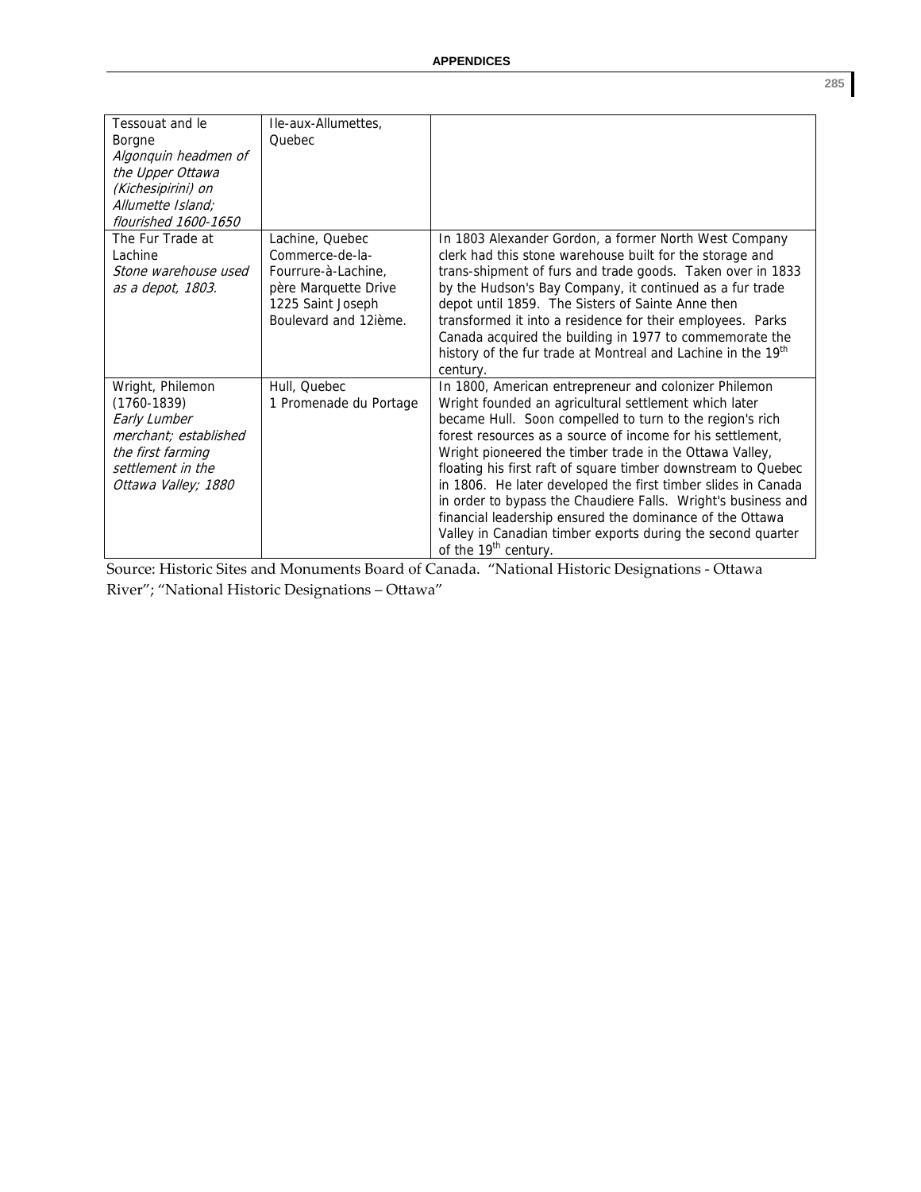| | | |
|---|---|---|
| Tessouat and le Borgne *Algonquin headmen of the Upper Ottawa (Kichesipirini) on Allumette Island; flourished 1600-1650* | Ile-aux-Allumettes, Quebec | |
| The Fur Trade at Lachine *Stone warehouse used as a depot, 1803.* | Lachine, Quebec Commerce-de-la-Fourrure-à-Lachine, père Marquette Drive 1225 Saint Joseph Boulevard and 12ième. | In 1803 Alexander Gordon, a former North West Company clerk had this stone warehouse built for the storage and trans-shipment of furs and trade goods. Taken over in 1833 by the Hudson's Bay Company, it continued as a fur trade depot until 1859. The Sisters of Sainte Anne then transformed it into a residence for their employees. Parks Canada acquired the building in 1977 to commemorate the history of the fur trade at Montreal and Lachine in the 19th century. |
| Wright, Philemon (1760-1839) *Early Lumber merchant; established the first farming settlement in the Ottawa Valley; 1880* | Hull, Quebec 1 Promenade du Portage | In 1800, American entrepreneur and colonizer Philemon Wright founded an agricultural settlement which later became Hull. Soon compelled to turn to the region's rich forest resources as a source of income for his settlement, Wright pioneered the timber trade in the Ottawa Valley, floating his first raft of square timber downstream to Quebec in 1806. He later developed the first timber slides in Canada in order to bypass the Chaudiere Falls. Wright's business and financial leadership ensured the dominance of the Ottawa Valley in Canadian timber exports during the second quarter of the 19th century. |

Source: Historic Sites and Monuments Board of Canada. "National Historic Designations - Ottawa River"; "National Historic Designations – Ottawa"